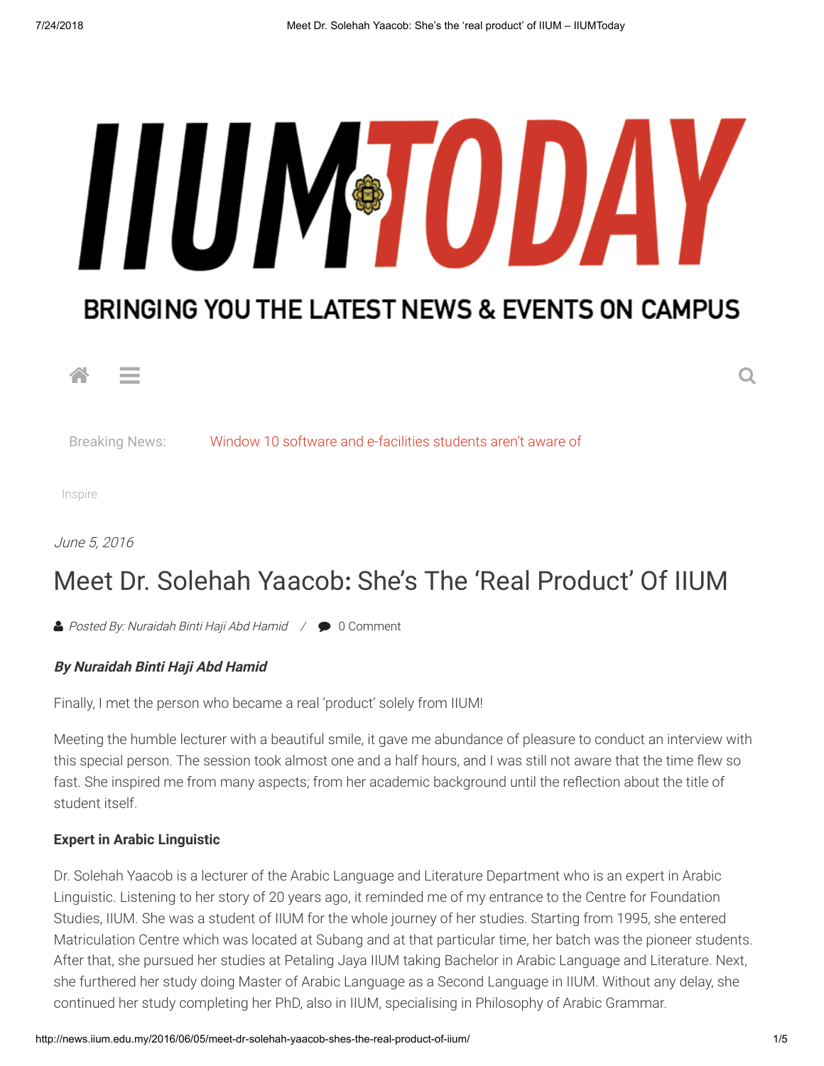# IIUM TODAY

BRINGING YOU THE LATEST NEWS & EVENTS ON CAMPUS

Breaking News: Window 10 software and e-facilities students aren't aware of

Inspire

*June 5, 2016*

# Meet Dr. Solehah Yaacob: She's The 'Real Product' Of IIUM

*Posted By: Nuraidah Binti Haji Abd Hamid* / 0 Comment

***By Nuraidah Binti Haji Abd Hamid***

Finally, I met the person who became a real 'product' solely from IIUM!

Meeting the humble lecturer with a beautiful smile, it gave me abundance of pleasure to conduct an interview with this special person. The session took almost one and a half hours, and I was still not aware that the time flew so fast. She inspired me from many aspects; from her academic background until the reflection about the title of student itself.

**Expert in Arabic Linguistic**

Dr. Solehah Yaacob is a lecturer of the Arabic Language and Literature Department who is an expert in Arabic Linguistic. Listening to her story of 20 years ago, it reminded me of my entrance to the Centre for Foundation Studies, IIUM. She was a student of IIUM for the whole journey of her studies. Starting from 1995, she entered Matriculation Centre which was located at Subang and at that particular time, her batch was the pioneer students. After that, she pursued her studies at Petaling Jaya IIUM taking Bachelor in Arabic Language and Literature. Next, she furthered her study doing Master of Arabic Language as a Second Language in IIUM. Without any delay, she continued her study completing her PhD, also in IIUM, specialising in Philosophy of Arabic Grammar.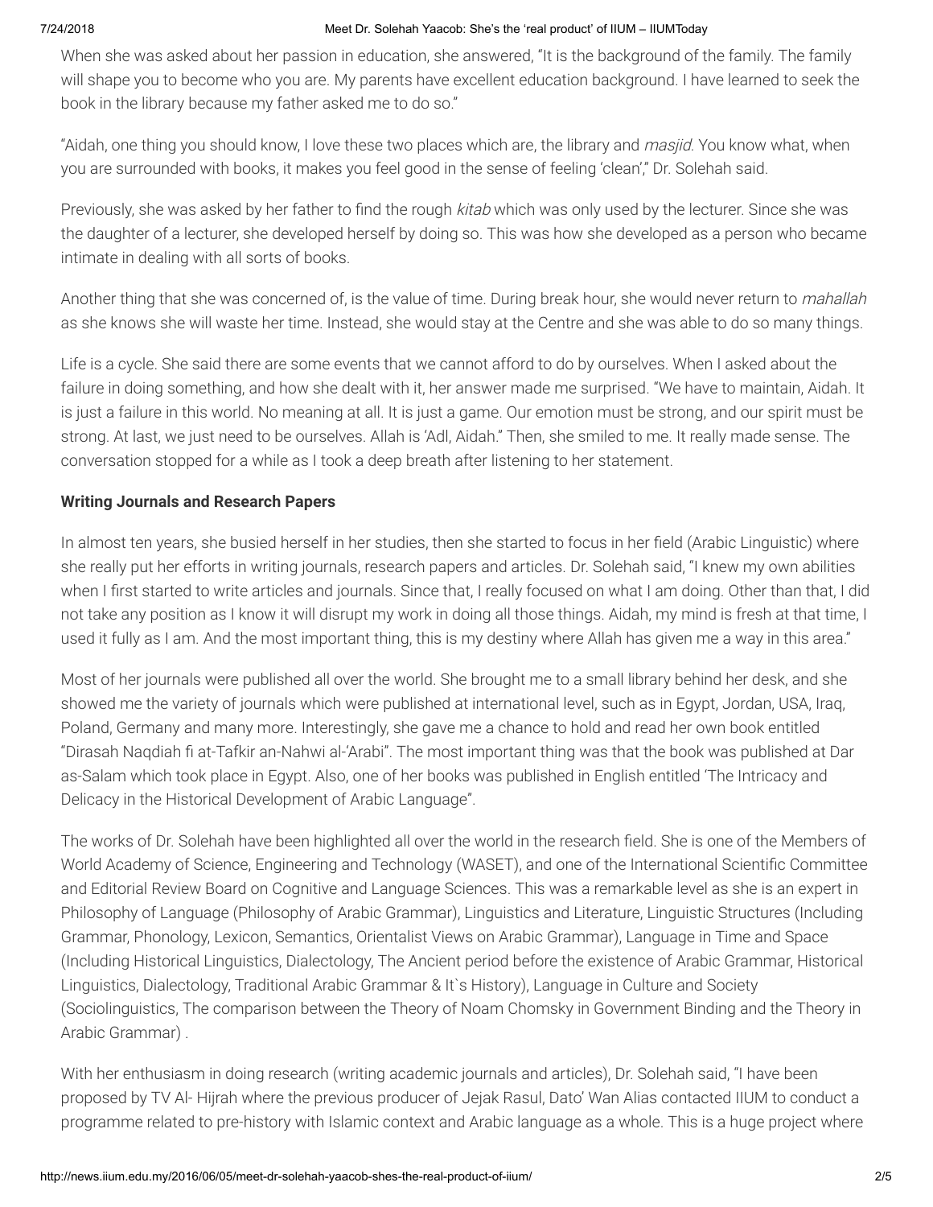When she was asked about her passion in education, she answered, "It is the background of the family. The family will shape you to become who you are. My parents have excellent education background. I have learned to seek the book in the library because my father asked me to do so."

"Aidah, one thing you should know, I love these two places which are, the library and *masjid*. You know what, when you are surrounded with books, it makes you feel good in the sense of feeling 'clean'," Dr. Solehah said.

Previously, she was asked by her father to find the rough *kitab* which was only used by the lecturer. Since she was the daughter of a lecturer, she developed herself by doing so. This was how she developed as a person who became intimate in dealing with all sorts of books.

Another thing that she was concerned of, is the value of time. During break hour, she would never return to *mahallah* as she knows she will waste her time. Instead, she would stay at the Centre and she was able to do so many things.

Life is a cycle. She said there are some events that we cannot afford to do by ourselves. When I asked about the failure in doing something, and how she dealt with it, her answer made me surprised. "We have to maintain, Aidah. It is just a failure in this world. No meaning at all. It is just a game. Our emotion must be strong, and our spirit must be strong. At last, we just need to be ourselves. Allah is 'Adl, Aidah." Then, she smiled to me. It really made sense. The conversation stopped for a while as I took a deep breath after listening to her statement.

**Writing Journals and Research Papers**

In almost ten years, she busied herself in her studies, then she started to focus in her field (Arabic Linguistic) where she really put her efforts in writing journals, research papers and articles. Dr. Solehah said, "I knew my own abilities when I first started to write articles and journals. Since that, I really focused on what I am doing. Other than that, I did not take any position as I know it will disrupt my work in doing all those things. Aidah, my mind is fresh at that time, I used it fully as I am. And the most important thing, this is my destiny where Allah has given me a way in this area."

Most of her journals were published all over the world. She brought me to a small library behind her desk, and she showed me the variety of journals which were published at international level, such as in Egypt, Jordan, USA, Iraq, Poland, Germany and many more. Interestingly, she gave me a chance to hold and read her own book entitled "Dirasah Naqdiah fi at-Tafkir an-Nahwi al-'Arabi". The most important thing was that the book was published at Dar as-Salam which took place in Egypt. Also, one of her books was published in English entitled 'The Intricacy and Delicacy in the Historical Development of Arabic Language".

The works of Dr. Solehah have been highlighted all over the world in the research field. She is one of the Members of World Academy of Science, Engineering and Technology (WASET), and one of the International Scientific Committee and Editorial Review Board on Cognitive and Language Sciences. This was a remarkable level as she is an expert in Philosophy of Language (Philosophy of Arabic Grammar), Linguistics and Literature, Linguistic Structures (Including Grammar, Phonology, Lexicon, Semantics, Orientalist Views on Arabic Grammar), Language in Time and Space (Including Historical Linguistics, Dialectology, The Ancient period before the existence of Arabic Grammar, Historical Linguistics, Dialectology, Traditional Arabic Grammar & It`s History), Language in Culture and Society (Sociolinguistics, The comparison between the Theory of Noam Chomsky in Government Binding and the Theory in Arabic Grammar) .

With her enthusiasm in doing research (writing academic journals and articles), Dr. Solehah said, "I have been proposed by TV Al- Hijrah where the previous producer of Jejak Rasul, Dato' Wan Alias contacted IIUM to conduct a programme related to pre-history with Islamic context and Arabic language as a whole. This is a huge project where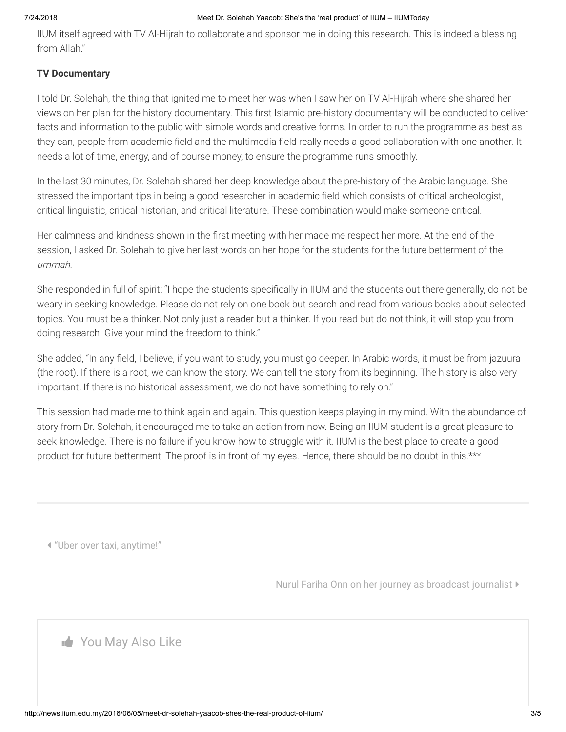IIUM itself agreed with TV Al-Hijrah to collaborate and sponsor me in doing this research. This is indeed a blessing from Allah."

**TV Documentary**

I told Dr. Solehah, the thing that ignited me to meet her was when I saw her on TV Al-Hijrah where she shared her views on her plan for the history documentary. This first Islamic pre-history documentary will be conducted to deliver facts and information to the public with simple words and creative forms. In order to run the programme as best as they can, people from academic field and the multimedia field really needs a good collaboration with one another. It needs a lot of time, energy, and of course money, to ensure the programme runs smoothly.

In the last 30 minutes, Dr. Solehah shared her deep knowledge about the pre-history of the Arabic language. She stressed the important tips in being a good researcher in academic field which consists of critical archeologist, critical linguistic, critical historian, and critical literature. These combination would make someone critical.

Her calmness and kindness shown in the first meeting with her made me respect her more. At the end of the session, I asked Dr. Solehah to give her last words on her hope for the students for the future betterment of the *ummah*.

She responded in full of spirit: "I hope the students specifically in IIUM and the students out there generally, do not be weary in seeking knowledge. Please do not rely on one book but search and read from various books about selected topics. You must be a thinker. Not only just a reader but a thinker. If you read but do not think, it will stop you from doing research. Give your mind the freedom to think."

She added, "In any field, I believe, if you want to study, you must go deeper. In Arabic words, it must be from jazuura (the root). If there is a root, we can know the story. We can tell the story from its beginning. The history is also very important. If there is no historical assessment, we do not have something to rely on."

This session had made me to think again and again. This question keeps playing in my mind. With the abundance of story from Dr. Solehah, it encouraged me to take an action from now. Being an IIUM student is a great pleasure to seek knowledge. There is no failure if you know how to struggle with it. IIUM is the best place to create a good product for future betterment. The proof is in front of my eyes. Hence, there should be no doubt in this.***

---

◂ "Uber over taxi, anytime!"

Nurul Fariha Onn on her journey as broadcast journalist ▸

You May Also Like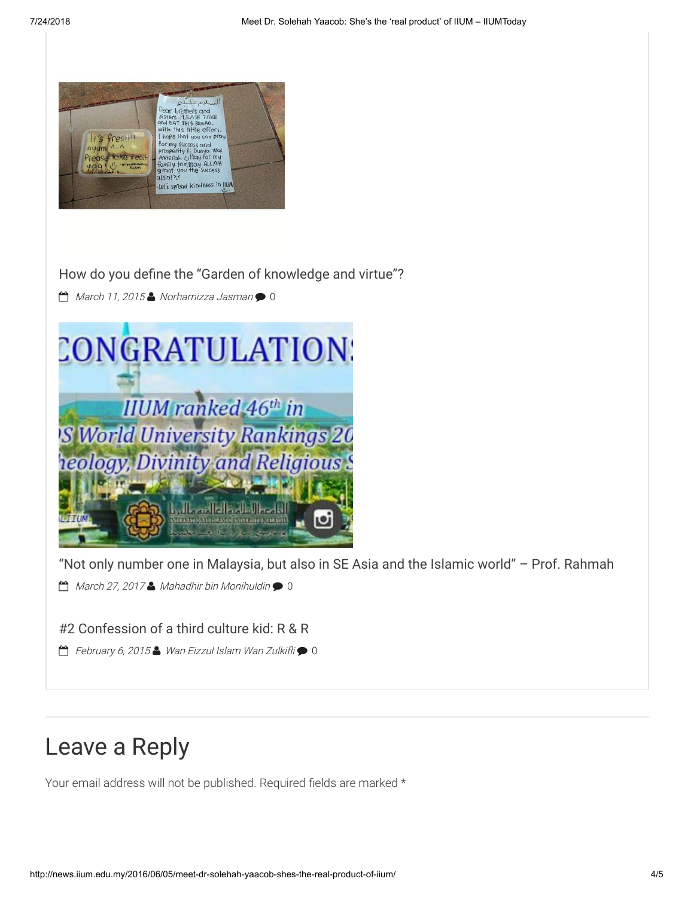How do you define the "Garden of knowledge and virtue"?

March 11, 2015 Norhamizza Jasman 0

"Not only number one in Malaysia, but also in SE Asia and the Islamic world" – Prof. Rahmah

March 27, 2017 Mahadhir bin Monihuldin 0

#2 Confession of a third culture kid: R & R

February 6, 2015 Wan Eizzul Islam Wan Zulkifli 0

## Leave a Reply

Your email address will not be published. Required fields are marked *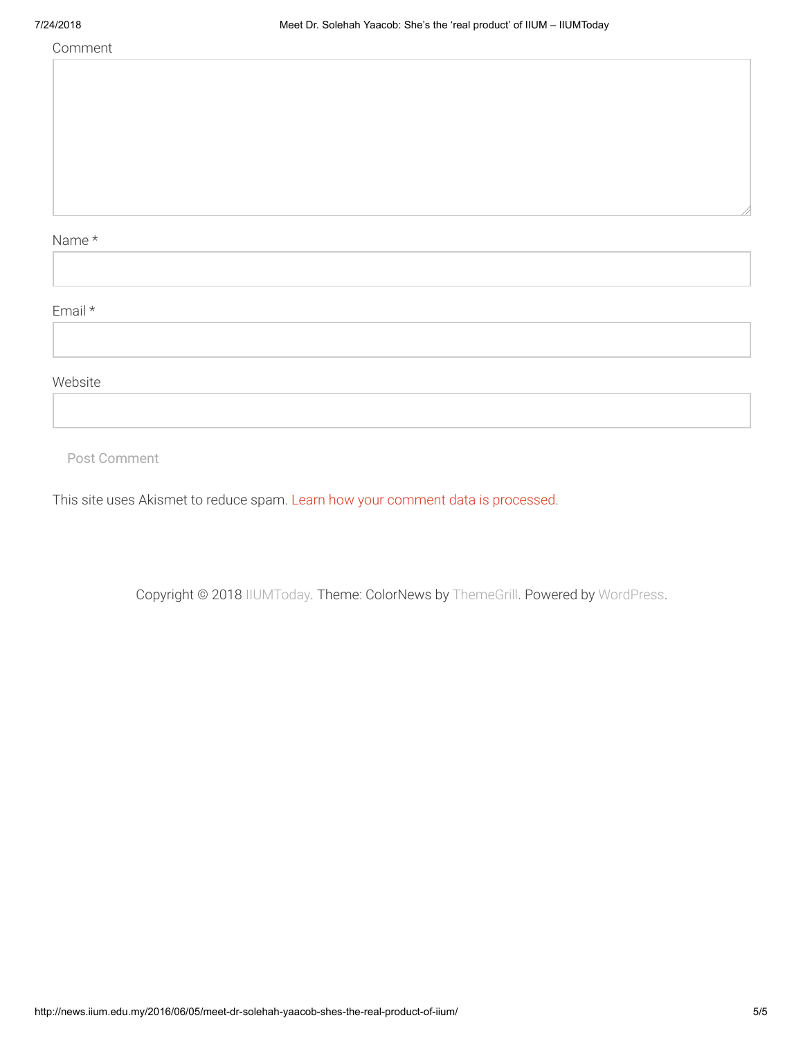Comment

Name *

Email *

Website

Post Comment

This site uses Akismet to reduce spam. Learn how your comment data is processed.

Copyright © 2018 IIUMToday. Theme: ColorNews by ThemeGrill. Powered by WordPress.